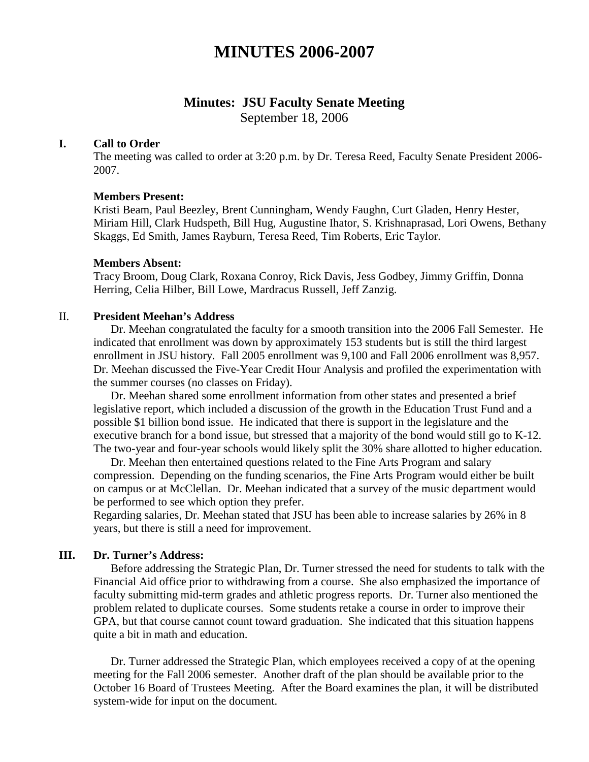# MINUTES 2006-2007

## Minutes: JSU Faculty Senate Meeting

September 18, 2006

### I. Call to Order

The meeting was called to order at 3:20 p.m. by Dr. Teresa Reed, Faculty Senate President 2006-2007.

**Members Present:**
Kristi Beam, Paul Beezley, Brent Cunningham, Wendy Faughn, Curt Gladen, Henry Hester, Miriam Hill, Clark Hudspeth, Bill Hug, Augustine Ihator, S. Krishnaprasad, Lori Owens, Bethany Skaggs, Ed Smith, James Rayburn, Teresa Reed, Tim Roberts, Eric Taylor.

**Members Absent:**
Tracy Broom, Doug Clark, Roxana Conroy, Rick Davis, Jess Godbey, Jimmy Griffin, Donna Herring, Celia Hilber, Bill Lowe, Mardracus Russell, Jeff Zanzig.

### II. President Meehan's Address

Dr. Meehan congratulated the faculty for a smooth transition into the 2006 Fall Semester. He indicated that enrollment was down by approximately 153 students but is still the third largest enrollment in JSU history. Fall 2005 enrollment was 9,100 and Fall 2006 enrollment was 8,957. Dr. Meehan discussed the Five-Year Credit Hour Analysis and profiled the experimentation with the summer courses (no classes on Friday).

Dr. Meehan shared some enrollment information from other states and presented a brief legislative report, which included a discussion of the growth in the Education Trust Fund and a possible $1 billion bond issue. He indicated that there is support in the legislature and the executive branch for a bond issue, but stressed that a majority of the bond would still go to K-12. The two-year and four-year schools would likely split the 30% share allotted to higher education.

Dr. Meehan then entertained questions related to the Fine Arts Program and salary compression. Depending on the funding scenarios, the Fine Arts Program would either be built on campus or at McClellan. Dr. Meehan indicated that a survey of the music department would be performed to see which option they prefer.

Regarding salaries, Dr. Meehan stated that JSU has been able to increase salaries by 26% in 8 years, but there is still a need for improvement.

### III. Dr. Turner's Address:

Before addressing the Strategic Plan, Dr. Turner stressed the need for students to talk with the Financial Aid office prior to withdrawing from a course. She also emphasized the importance of faculty submitting mid-term grades and athletic progress reports. Dr. Turner also mentioned the problem related to duplicate courses. Some students retake a course in order to improve their GPA, but that course cannot count toward graduation. She indicated that this situation happens quite a bit in math and education.

Dr. Turner addressed the Strategic Plan, which employees received a copy of at the opening meeting for the Fall 2006 semester. Another draft of the plan should be available prior to the October 16 Board of Trustees Meeting. After the Board examines the plan, it will be distributed system-wide for input on the document.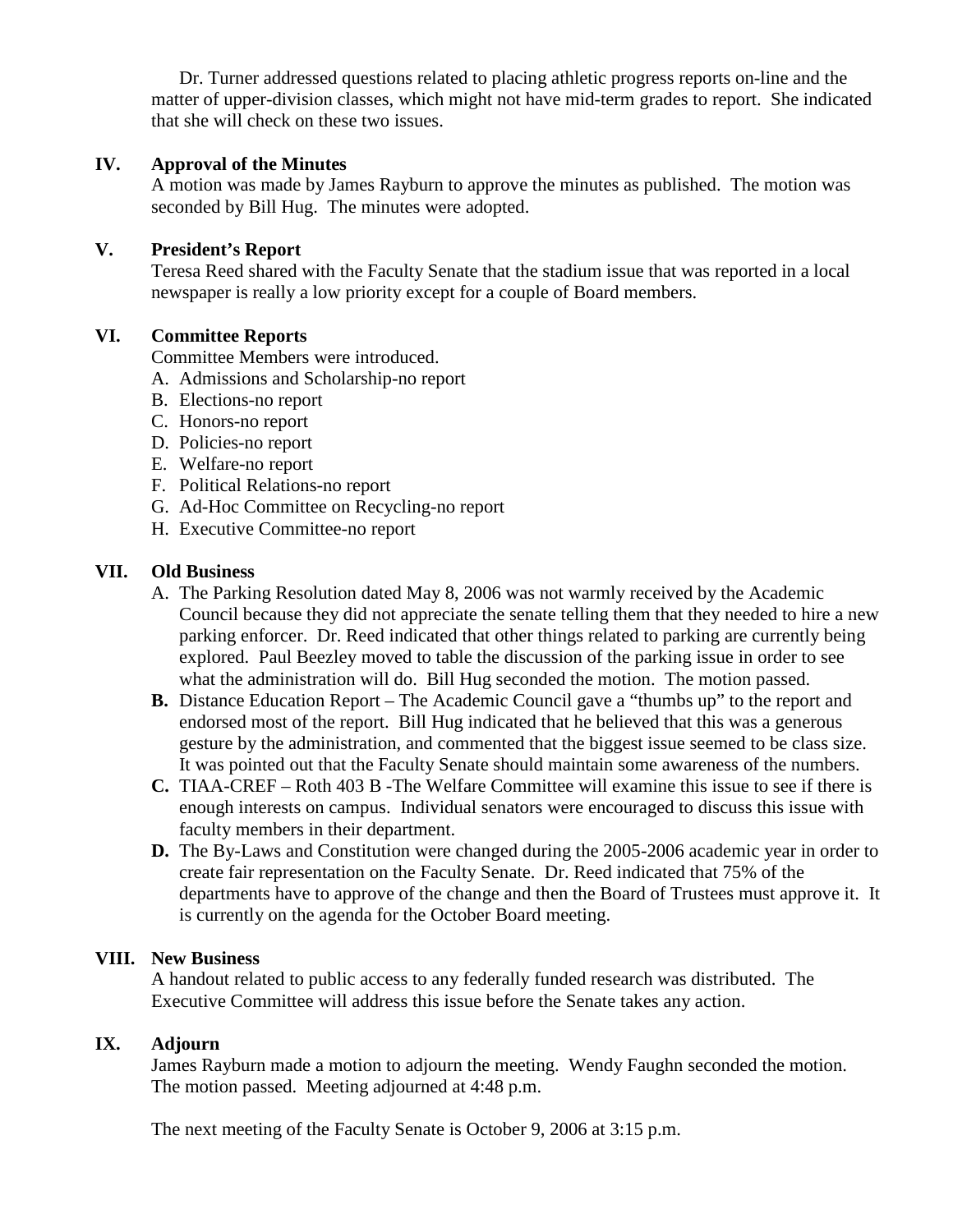Dr. Turner addressed questions related to placing athletic progress reports on-line and the matter of upper-division classes, which might not have mid-term grades to report. She indicated that she will check on these two issues.

**IV. Approval of the Minutes**

A motion was made by James Rayburn to approve the minutes as published. The motion was seconded by Bill Hug. The minutes were adopted.

**V. President's Report**

Teresa Reed shared with the Faculty Senate that the stadium issue that was reported in a local newspaper is really a low priority except for a couple of Board members.

**VI. Committee Reports**

Committee Members were introduced.

A. Admissions and Scholarship-no report
B. Elections-no report
C. Honors-no report
D. Policies-no report
E. Welfare-no report
F. Political Relations-no report
G. Ad-Hoc Committee on Recycling-no report
H. Executive Committee-no report

**VII. Old Business**

A. The Parking Resolution dated May 8, 2006 was not warmly received by the Academic Council because they did not appreciate the senate telling them that they needed to hire a new parking enforcer. Dr. Reed indicated that other things related to parking are currently being explored. Paul Beezley moved to table the discussion of the parking issue in order to see what the administration will do. Bill Hug seconded the motion. The motion passed.

**B.** Distance Education Report – The Academic Council gave a "thumbs up" to the report and endorsed most of the report. Bill Hug indicated that he believed that this was a generous gesture by the administration, and commented that the biggest issue seemed to be class size. It was pointed out that the Faculty Senate should maintain some awareness of the numbers.

**C.** TIAA-CREF – Roth 403 B -The Welfare Committee will examine this issue to see if there is enough interests on campus. Individual senators were encouraged to discuss this issue with faculty members in their department.

**D.** The By-Laws and Constitution were changed during the 2005-2006 academic year in order to create fair representation on the Faculty Senate. Dr. Reed indicated that 75% of the departments have to approve of the change and then the Board of Trustees must approve it. It is currently on the agenda for the October Board meeting.

**VIII. New Business**

A handout related to public access to any federally funded research was distributed. The Executive Committee will address this issue before the Senate takes any action.

**IX. Adjourn**

James Rayburn made a motion to adjourn the meeting. Wendy Faughn seconded the motion. The motion passed. Meeting adjourned at 4:48 p.m.

The next meeting of the Faculty Senate is October 9, 2006 at 3:15 p.m.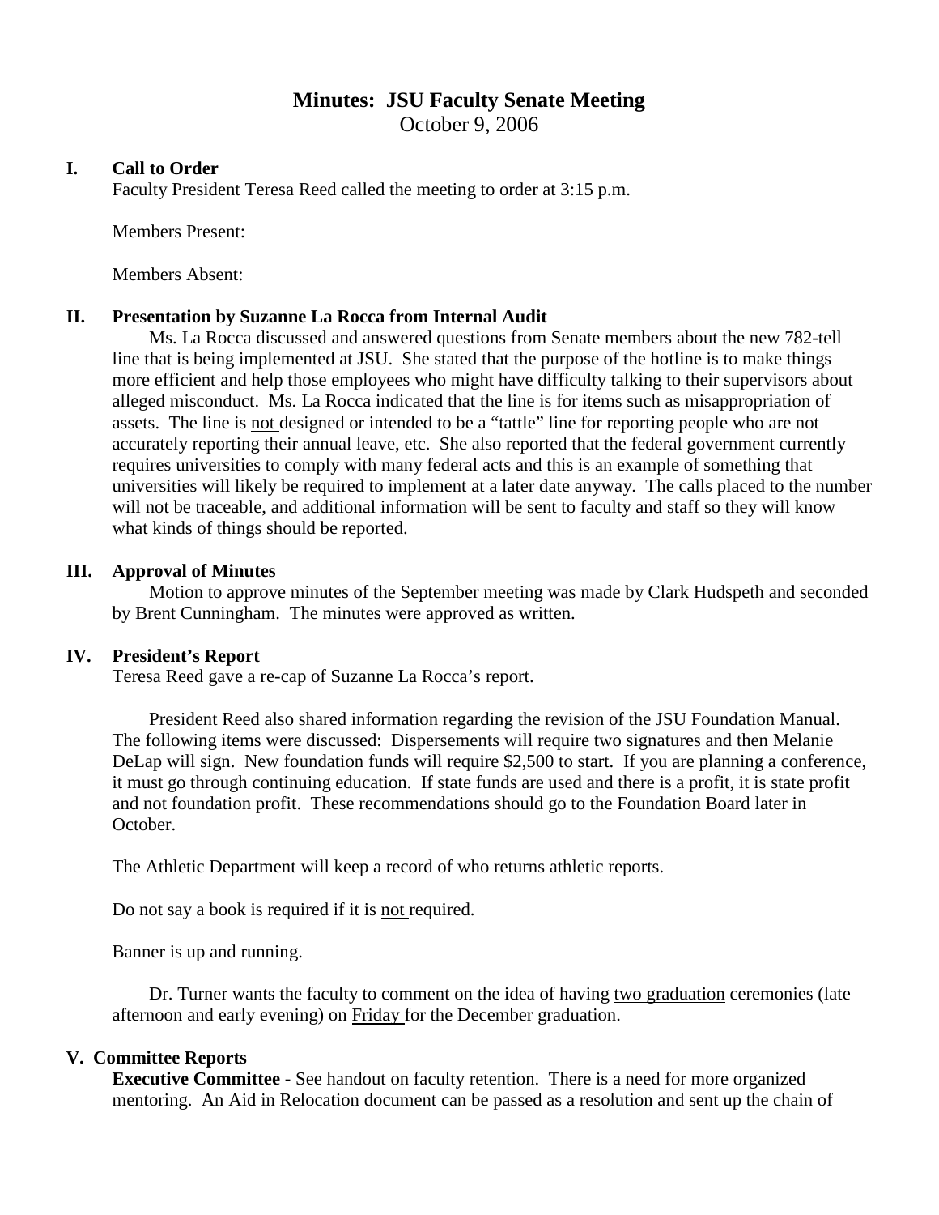# Minutes: JSU Faculty Senate Meeting

October 9, 2006

## I. Call to Order

Faculty President Teresa Reed called the meeting to order at 3:15 p.m.

Members Present:

Members Absent:

## II. Presentation by Suzanne La Rocca from Internal Audit

Ms. La Rocca discussed and answered questions from Senate members about the new 782-tell line that is being implemented at JSU. She stated that the purpose of the hotline is to make things more efficient and help those employees who might have difficulty talking to their supervisors about alleged misconduct. Ms. La Rocca indicated that the line is for items such as misappropriation of assets. The line is <u>not</u> designed or intended to be a "tattle" line for reporting people who are not accurately reporting their annual leave, etc. She also reported that the federal government currently requires universities to comply with many federal acts and this is an example of something that universities will likely be required to implement at a later date anyway. The calls placed to the number will not be traceable, and additional information will be sent to faculty and staff so they will know what kinds of things should be reported.

## III. Approval of Minutes

Motion to approve minutes of the September meeting was made by Clark Hudspeth and seconded by Brent Cunningham. The minutes were approved as written.

## IV. President's Report

Teresa Reed gave a re-cap of Suzanne La Rocca's report.

President Reed also shared information regarding the revision of the JSU Foundation Manual. The following items were discussed: Dispersements will require two signatures and then Melanie DeLap will sign. <u>New</u> foundation funds will require $2,500 to start. If you are planning a conference, it must go through continuing education. If state funds are used and there is a profit, it is state profit and not foundation profit. These recommendations should go to the Foundation Board later in October.

The Athletic Department will keep a record of who returns athletic reports.

Do not say a book is required if it is <u>not</u> required.

Banner is up and running.

Dr. Turner wants the faculty to comment on the idea of having <u>two graduation</u> ceremonies (late afternoon and early evening) on <u>Friday</u> for the December graduation.

## V. Committee Reports

**Executive Committee -** See handout on faculty retention. There is a need for more organized mentoring. An Aid in Relocation document can be passed as a resolution and sent up the chain of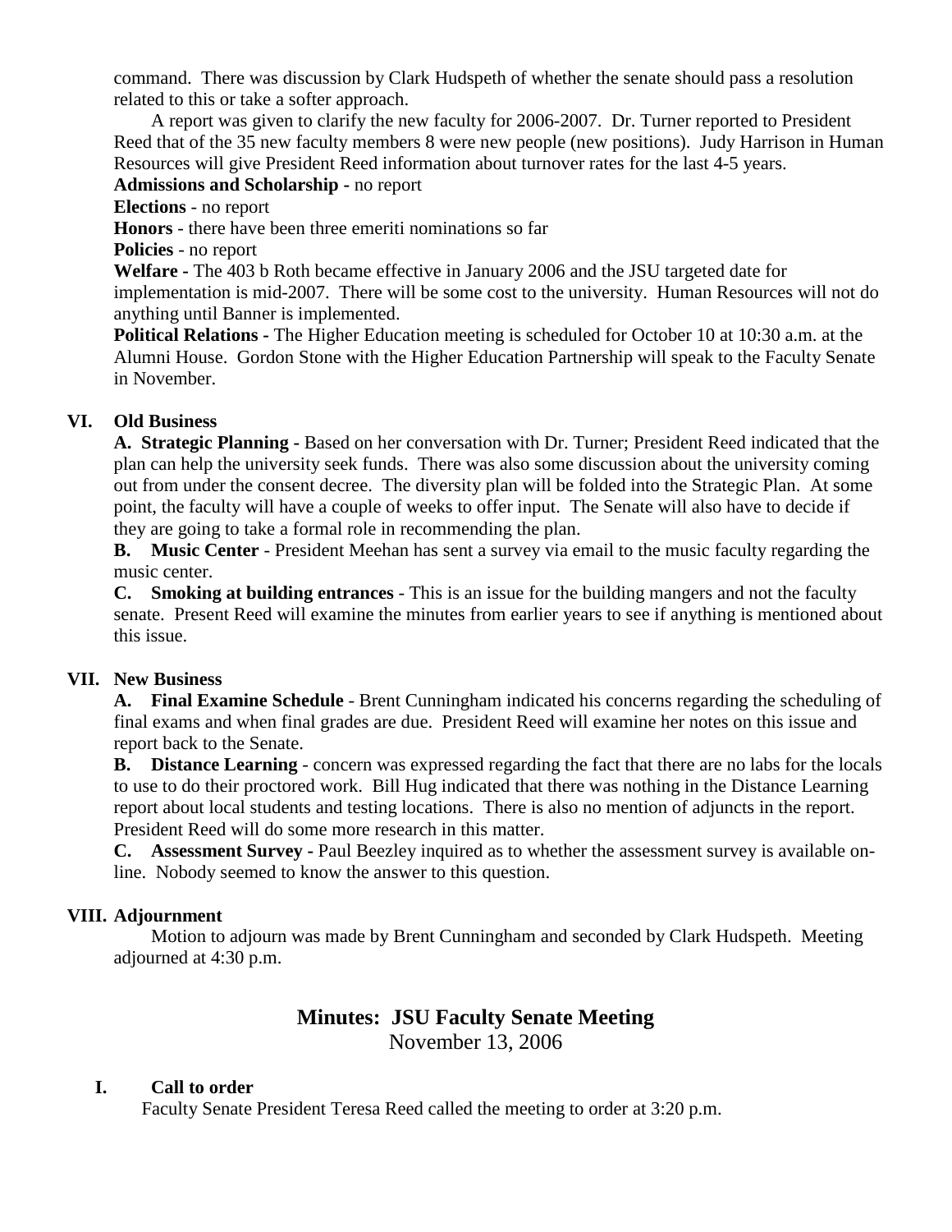command. There was discussion by Clark Hudspeth of whether the senate should pass a resolution related to this or take a softer approach.

A report was given to clarify the new faculty for 2006-2007. Dr. Turner reported to President Reed that of the 35 new faculty members 8 were new people (new positions). Judy Harrison in Human Resources will give President Reed information about turnover rates for the last 4-5 years.

**Admissions and Scholarship** - no report

**Elections** - no report

**Honors** - there have been three emeriti nominations so far

**Policies** - no report

**Welfare -** The 403 b Roth became effective in January 2006 and the JSU targeted date for implementation is mid-2007. There will be some cost to the university. Human Resources will not do anything until Banner is implemented.

**Political Relations** - The Higher Education meeting is scheduled for October 10 at 10:30 a.m. at the Alumni House. Gordon Stone with the Higher Education Partnership will speak to the Faculty Senate in November.

**VI. Old Business**

**A. Strategic Planning -** Based on her conversation with Dr. Turner; President Reed indicated that the plan can help the university seek funds. There was also some discussion about the university coming out from under the consent decree. The diversity plan will be folded into the Strategic Plan. At some point, the faculty will have a couple of weeks to offer input. The Senate will also have to decide if they are going to take a formal role in recommending the plan.

**B. Music Center** - President Meehan has sent a survey via email to the music faculty regarding the music center.

**C. Smoking at building entrances** - This is an issue for the building mangers and not the faculty senate. Present Reed will examine the minutes from earlier years to see if anything is mentioned about this issue.

**VII. New Business**

**A. Final Examine Schedule** - Brent Cunningham indicated his concerns regarding the scheduling of final exams and when final grades are due. President Reed will examine her notes on this issue and report back to the Senate.

**B. Distance Learning** - concern was expressed regarding the fact that there are no labs for the locals to use to do their proctored work. Bill Hug indicated that there was nothing in the Distance Learning report about local students and testing locations. There is also no mention of adjuncts in the report. President Reed will do some more research in this matter.

**C. Assessment Survey -** Paul Beezley inquired as to whether the assessment survey is available on-line. Nobody seemed to know the answer to this question.

**VIII. Adjournment**

Motion to adjourn was made by Brent Cunningham and seconded by Clark Hudspeth. Meeting adjourned at 4:30 p.m.

## Minutes: JSU Faculty Senate Meeting

November 13, 2006

**I. Call to order**

Faculty Senate President Teresa Reed called the meeting to order at 3:20 p.m.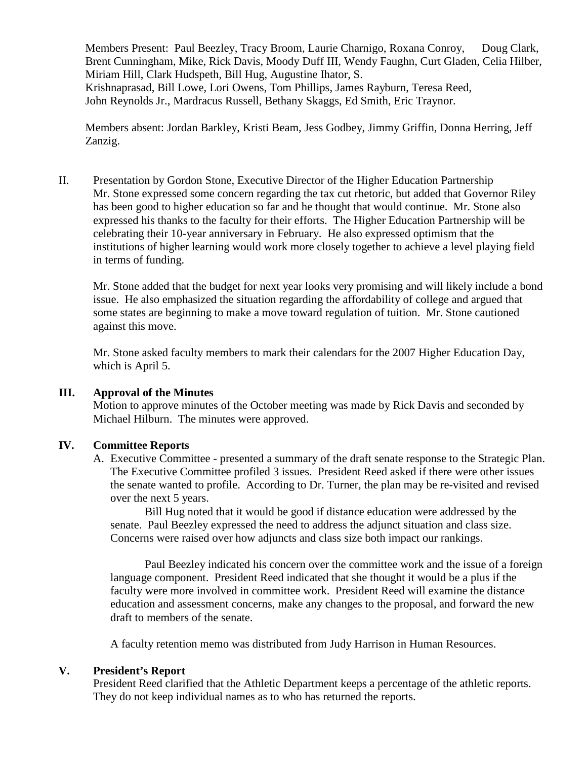Members Present: Paul Beezley, Tracy Broom, Laurie Charnigo, Roxana Conroy, Doug Clark, Brent Cunningham, Mike, Rick Davis, Moody Duff III, Wendy Faughn, Curt Gladen, Celia Hilber, Miriam Hill, Clark Hudspeth, Bill Hug, Augustine Ihator, S. Krishnaprasad, Bill Lowe, Lori Owens, Tom Phillips, James Rayburn, Teresa Reed, John Reynolds Jr., Mardracus Russell, Bethany Skaggs, Ed Smith, Eric Traynor.

Members absent: Jordan Barkley, Kristi Beam, Jess Godbey, Jimmy Griffin, Donna Herring, Jeff Zanzig.

II. Presentation by Gordon Stone, Executive Director of the Higher Education Partnership
Mr. Stone expressed some concern regarding the tax cut rhetoric, but added that Governor Riley has been good to higher education so far and he thought that would continue. Mr. Stone also expressed his thanks to the faculty for their efforts. The Higher Education Partnership will be celebrating their 10-year anniversary in February. He also expressed optimism that the institutions of higher learning would work more closely together to achieve a level playing field in terms of funding.

Mr. Stone added that the budget for next year looks very promising and will likely include a bond issue. He also emphasized the situation regarding the affordability of college and argued that some states are beginning to make a move toward regulation of tuition. Mr. Stone cautioned against this move.

Mr. Stone asked faculty members to mark their calendars for the 2007 Higher Education Day, which is April 5.

## III. Approval of the Minutes

Motion to approve minutes of the October meeting was made by Rick Davis and seconded by Michael Hilburn. The minutes were approved.

## IV. Committee Reports

A. Executive Committee - presented a summary of the draft senate response to the Strategic Plan. The Executive Committee profiled 3 issues. President Reed asked if there were other issues the senate wanted to profile. According to Dr. Turner, the plan may be re-visited and revised over the next 5 years.

Bill Hug noted that it would be good if distance education were addressed by the senate. Paul Beezley expressed the need to address the adjunct situation and class size. Concerns were raised over how adjuncts and class size both impact our rankings.

Paul Beezley indicated his concern over the committee work and the issue of a foreign language component. President Reed indicated that she thought it would be a plus if the faculty were more involved in committee work. President Reed will examine the distance education and assessment concerns, make any changes to the proposal, and forward the new draft to members of the senate.

A faculty retention memo was distributed from Judy Harrison in Human Resources.

## V. President's Report

President Reed clarified that the Athletic Department keeps a percentage of the athletic reports. They do not keep individual names as to who has returned the reports.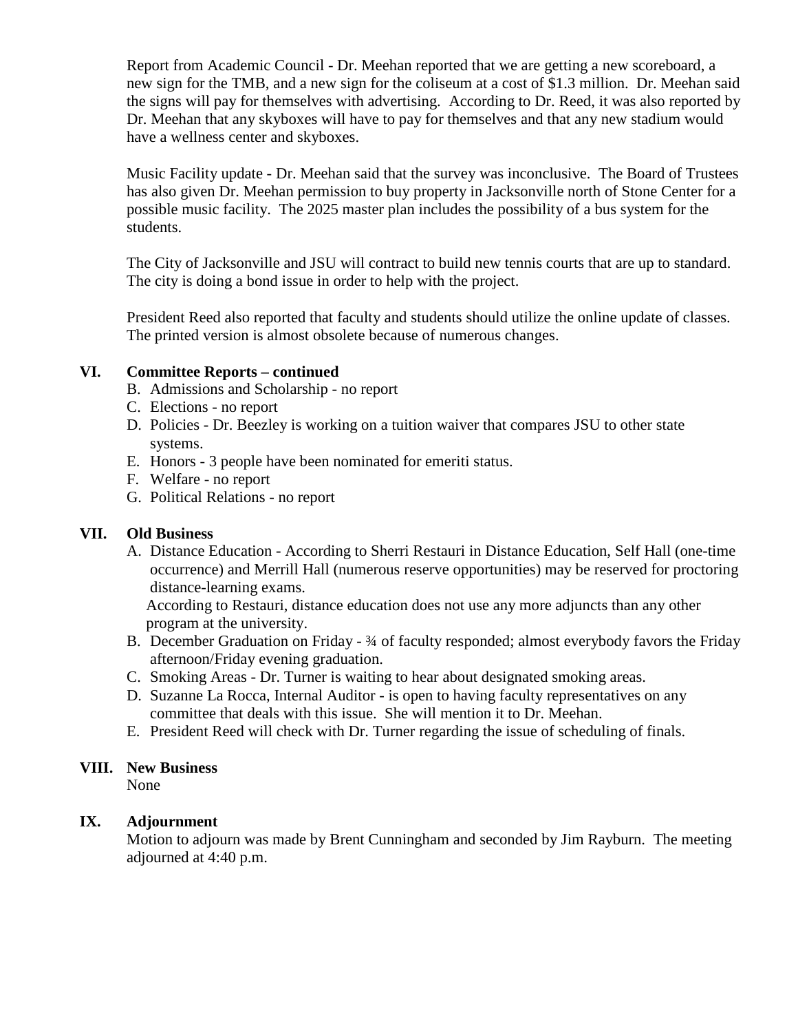Report from Academic Council - Dr. Meehan reported that we are getting a new scoreboard, a new sign for the TMB, and a new sign for the coliseum at a cost of $1.3 million. Dr. Meehan said the signs will pay for themselves with advertising. According to Dr. Reed, it was also reported by Dr. Meehan that any skyboxes will have to pay for themselves and that any new stadium would have a wellness center and skyboxes.

Music Facility update - Dr. Meehan said that the survey was inconclusive. The Board of Trustees has also given Dr. Meehan permission to buy property in Jacksonville north of Stone Center for a possible music facility. The 2025 master plan includes the possibility of a bus system for the students.

The City of Jacksonville and JSU will contract to build new tennis courts that are up to standard. The city is doing a bond issue in order to help with the project.

President Reed also reported that faculty and students should utilize the online update of classes. The printed version is almost obsolete because of numerous changes.

## VI. Committee Reports – continued

B. Admissions and Scholarship - no report
C. Elections - no report
D. Policies - Dr. Beezley is working on a tuition waiver that compares JSU to other state systems.
E. Honors - 3 people have been nominated for emeriti status.
F. Welfare - no report
G. Political Relations - no report

## VII. Old Business

A. Distance Education - According to Sherri Restauri in Distance Education, Self Hall (one-time occurrence) and Merrill Hall (numerous reserve opportunities) may be reserved for proctoring distance-learning exams.
   According to Restauri, distance education does not use any more adjuncts than any other program at the university.
B. December Graduation on Friday - ¾ of faculty responded; almost everybody favors the Friday afternoon/Friday evening graduation.
C. Smoking Areas - Dr. Turner is waiting to hear about designated smoking areas.
D. Suzanne La Rocca, Internal Auditor - is open to having faculty representatives on any committee that deals with this issue. She will mention it to Dr. Meehan.
E. President Reed will check with Dr. Turner regarding the issue of scheduling of finals.

## VIII. New Business

None

## IX. Adjournment

Motion to adjourn was made by Brent Cunningham and seconded by Jim Rayburn. The meeting adjourned at 4:40 p.m.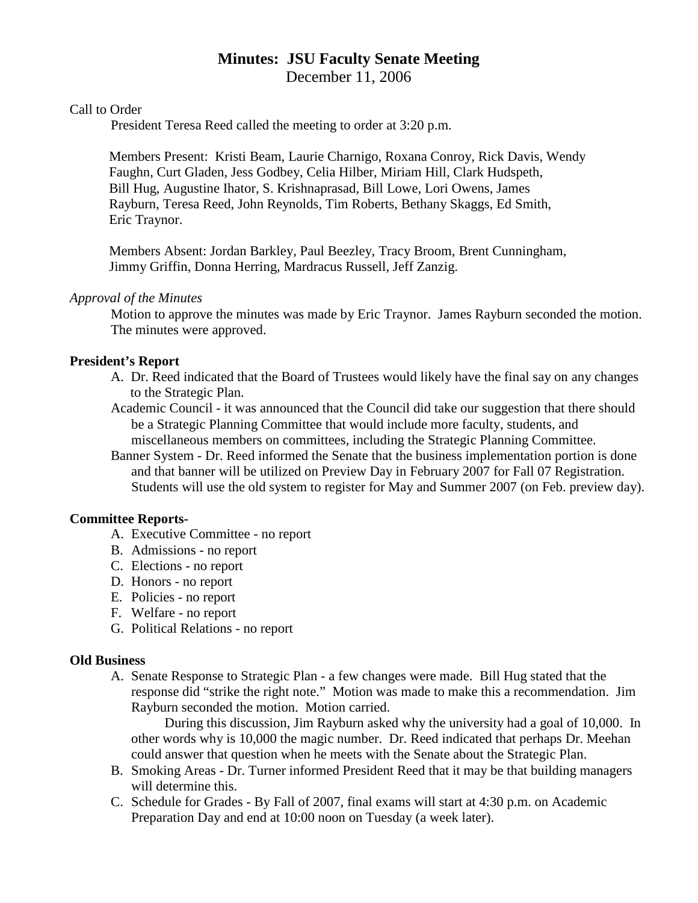# Minutes: JSU Faculty Senate Meeting

December 11, 2006

Call to Order

President Teresa Reed called the meeting to order at 3:20 p.m.

Members Present: Kristi Beam, Laurie Charnigo, Roxana Conroy, Rick Davis, Wendy Faughn, Curt Gladen, Jess Godbey, Celia Hilber, Miriam Hill, Clark Hudspeth, Bill Hug, Augustine Ihator, S. Krishnaprasad, Bill Lowe, Lori Owens, James Rayburn, Teresa Reed, John Reynolds, Tim Roberts, Bethany Skaggs, Ed Smith, Eric Traynor.

Members Absent: Jordan Barkley, Paul Beezley, Tracy Broom, Brent Cunningham, Jimmy Griffin, Donna Herring, Mardracus Russell, Jeff Zanzig.

*Approval of the Minutes*

Motion to approve the minutes was made by Eric Traynor. James Rayburn seconded the motion. The minutes were approved.

**President's Report**

A. Dr. Reed indicated that the Board of Trustees would likely have the final say on any changes to the Strategic Plan.

Academic Council - it was announced that the Council did take our suggestion that there should be a Strategic Planning Committee that would include more faculty, students, and miscellaneous members on committees, including the Strategic Planning Committee.

Banner System - Dr. Reed informed the Senate that the business implementation portion is done and that banner will be utilized on Preview Day in February 2007 for Fall 07 Registration. Students will use the old system to register for May and Summer 2007 (on Feb. preview day).

**Committee Reports-**

A. Executive Committee - no report
B. Admissions - no report
C. Elections - no report
D. Honors - no report
E. Policies - no report
F. Welfare - no report
G. Political Relations - no report

**Old Business**

A. Senate Response to Strategic Plan - a few changes were made. Bill Hug stated that the response did "strike the right note." Motion was made to make this a recommendation. Jim Rayburn seconded the motion. Motion carried.

   During this discussion, Jim Rayburn asked why the university had a goal of 10,000. In other words why is 10,000 the magic number. Dr. Reed indicated that perhaps Dr. Meehan could answer that question when he meets with the Senate about the Strategic Plan.

B. Smoking Areas - Dr. Turner informed President Reed that it may be that building managers will determine this.

C. Schedule for Grades - By Fall of 2007, final exams will start at 4:30 p.m. on Academic Preparation Day and end at 10:00 noon on Tuesday (a week later).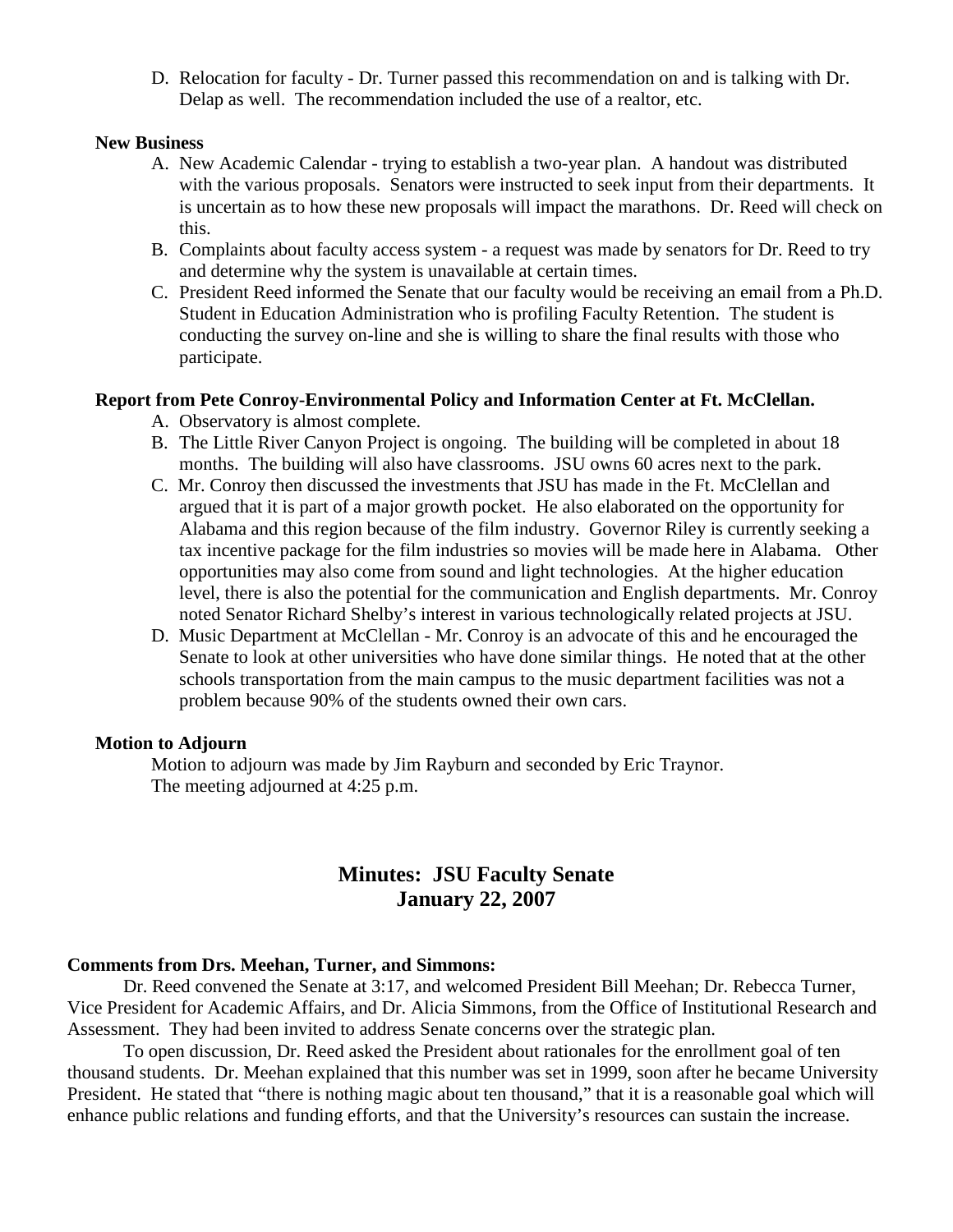D. Relocation for faculty - Dr. Turner passed this recommendation on and is talking with Dr. Delap as well. The recommendation included the use of a realtor, etc.

**New Business**

A. New Academic Calendar - trying to establish a two-year plan. A handout was distributed with the various proposals. Senators were instructed to seek input from their departments. It is uncertain as to how these new proposals will impact the marathons. Dr. Reed will check on this.
B. Complaints about faculty access system - a request was made by senators for Dr. Reed to try and determine why the system is unavailable at certain times.
C. President Reed informed the Senate that our faculty would be receiving an email from a Ph.D. Student in Education Administration who is profiling Faculty Retention. The student is conducting the survey on-line and she is willing to share the final results with those who participate.

**Report from Pete Conroy-Environmental Policy and Information Center at Ft. McClellan.**

A. Observatory is almost complete.
B. The Little River Canyon Project is ongoing. The building will be completed in about 18 months. The building will also have classrooms. JSU owns 60 acres next to the park.
C. Mr. Conroy then discussed the investments that JSU has made in the Ft. McClellan and argued that it is part of a major growth pocket. He also elaborated on the opportunity for Alabama and this region because of the film industry. Governor Riley is currently seeking a tax incentive package for the film industries so movies will be made here in Alabama. Other opportunities may also come from sound and light technologies. At the higher education level, there is also the potential for the communication and English departments. Mr. Conroy noted Senator Richard Shelby's interest in various technologically related projects at JSU.
D. Music Department at McClellan - Mr. Conroy is an advocate of this and he encouraged the Senate to look at other universities who have done similar things. He noted that at the other schools transportation from the main campus to the music department facilities was not a problem because 90% of the students owned their own cars.

**Motion to Adjourn**

Motion to adjourn was made by Jim Rayburn and seconded by Eric Traynor.
The meeting adjourned at 4:25 p.m.

## Minutes: JSU Faculty Senate
## January 22, 2007

**Comments from Drs. Meehan, Turner, and Simmons:**

Dr. Reed convened the Senate at 3:17, and welcomed President Bill Meehan; Dr. Rebecca Turner, Vice President for Academic Affairs, and Dr. Alicia Simmons, from the Office of Institutional Research and Assessment. They had been invited to address Senate concerns over the strategic plan.

To open discussion, Dr. Reed asked the President about rationales for the enrollment goal of ten thousand students. Dr. Meehan explained that this number was set in 1999, soon after he became University President. He stated that "there is nothing magic about ten thousand," that it is a reasonable goal which will enhance public relations and funding efforts, and that the University's resources can sustain the increase.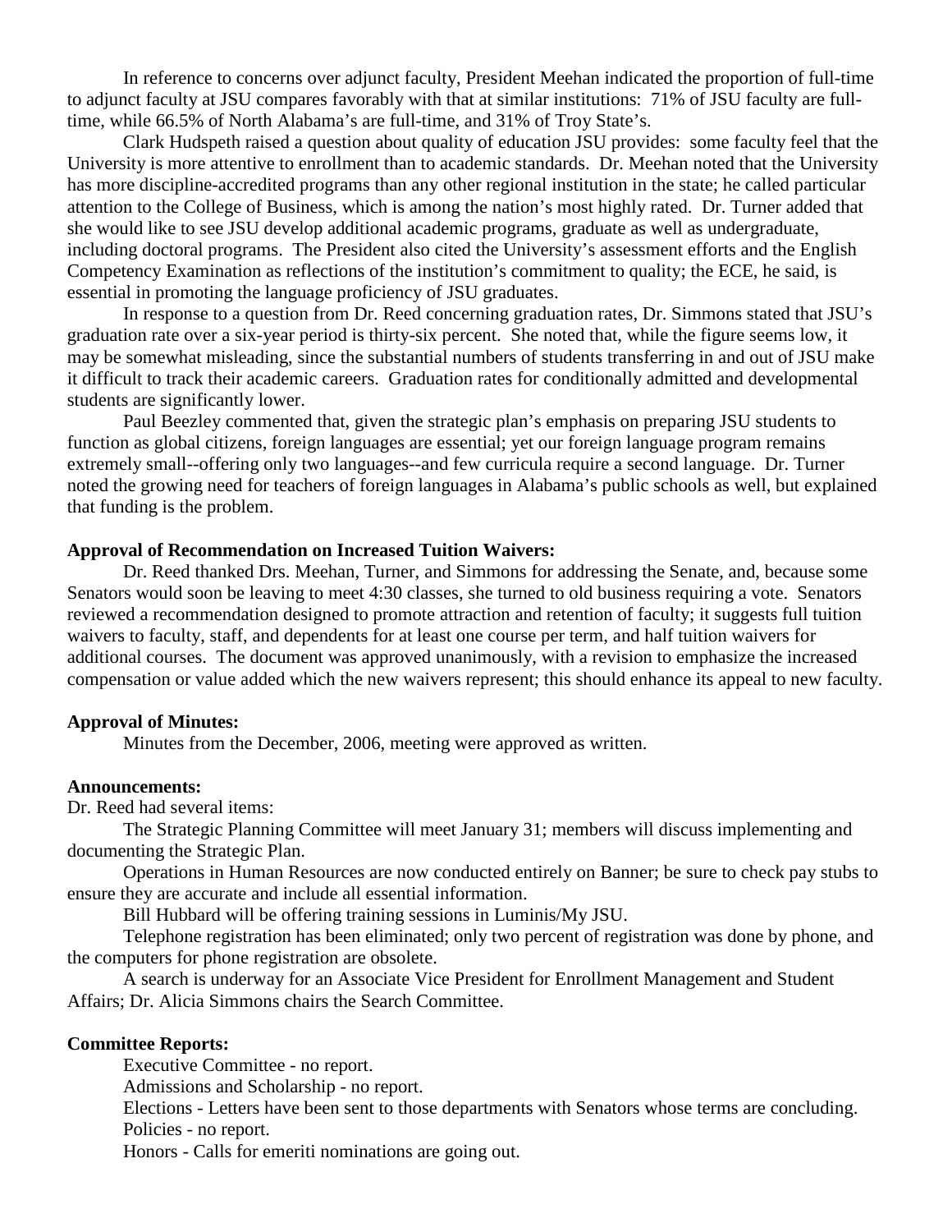In reference to concerns over adjunct faculty, President Meehan indicated the proportion of full-time to adjunct faculty at JSU compares favorably with that at similar institutions: 71% of JSU faculty are full-time, while 66.5% of North Alabama's are full-time, and 31% of Troy State's.

Clark Hudspeth raised a question about quality of education JSU provides: some faculty feel that the University is more attentive to enrollment than to academic standards. Dr. Meehan noted that the University has more discipline-accredited programs than any other regional institution in the state; he called particular attention to the College of Business, which is among the nation's most highly rated. Dr. Turner added that she would like to see JSU develop additional academic programs, graduate as well as undergraduate, including doctoral programs. The President also cited the University's assessment efforts and the English Competency Examination as reflections of the institution's commitment to quality; the ECE, he said, is essential in promoting the language proficiency of JSU graduates.

In response to a question from Dr. Reed concerning graduation rates, Dr. Simmons stated that JSU's graduation rate over a six-year period is thirty-six percent. She noted that, while the figure seems low, it may be somewhat misleading, since the substantial numbers of students transferring in and out of JSU make it difficult to track their academic careers. Graduation rates for conditionally admitted and developmental students are significantly lower.

Paul Beezley commented that, given the strategic plan's emphasis on preparing JSU students to function as global citizens, foreign languages are essential; yet our foreign language program remains extremely small--offering only two languages--and few curricula require a second language. Dr. Turner noted the growing need for teachers of foreign languages in Alabama's public schools as well, but explained that funding is the problem.

**Approval of Recommendation on Increased Tuition Waivers:**

Dr. Reed thanked Drs. Meehan, Turner, and Simmons for addressing the Senate, and, because some Senators would soon be leaving to meet 4:30 classes, she turned to old business requiring a vote. Senators reviewed a recommendation designed to promote attraction and retention of faculty; it suggests full tuition waivers to faculty, staff, and dependents for at least one course per term, and half tuition waivers for additional courses. The document was approved unanimously, with a revision to emphasize the increased compensation or value added which the new waivers represent; this should enhance its appeal to new faculty.

**Approval of Minutes:**

Minutes from the December, 2006, meeting were approved as written.

**Announcements:**

Dr. Reed had several items:

The Strategic Planning Committee will meet January 31; members will discuss implementing and documenting the Strategic Plan.

Operations in Human Resources are now conducted entirely on Banner; be sure to check pay stubs to ensure they are accurate and include all essential information.

Bill Hubbard will be offering training sessions in Luminis/My JSU.

Telephone registration has been eliminated; only two percent of registration was done by phone, and the computers for phone registration are obsolete.

A search is underway for an Associate Vice President for Enrollment Management and Student Affairs; Dr. Alicia Simmons chairs the Search Committee.

**Committee Reports:**

Executive Committee - no report.

Admissions and Scholarship - no report.

Elections - Letters have been sent to those departments with Senators whose terms are concluding.

Policies - no report.

Honors - Calls for emeriti nominations are going out.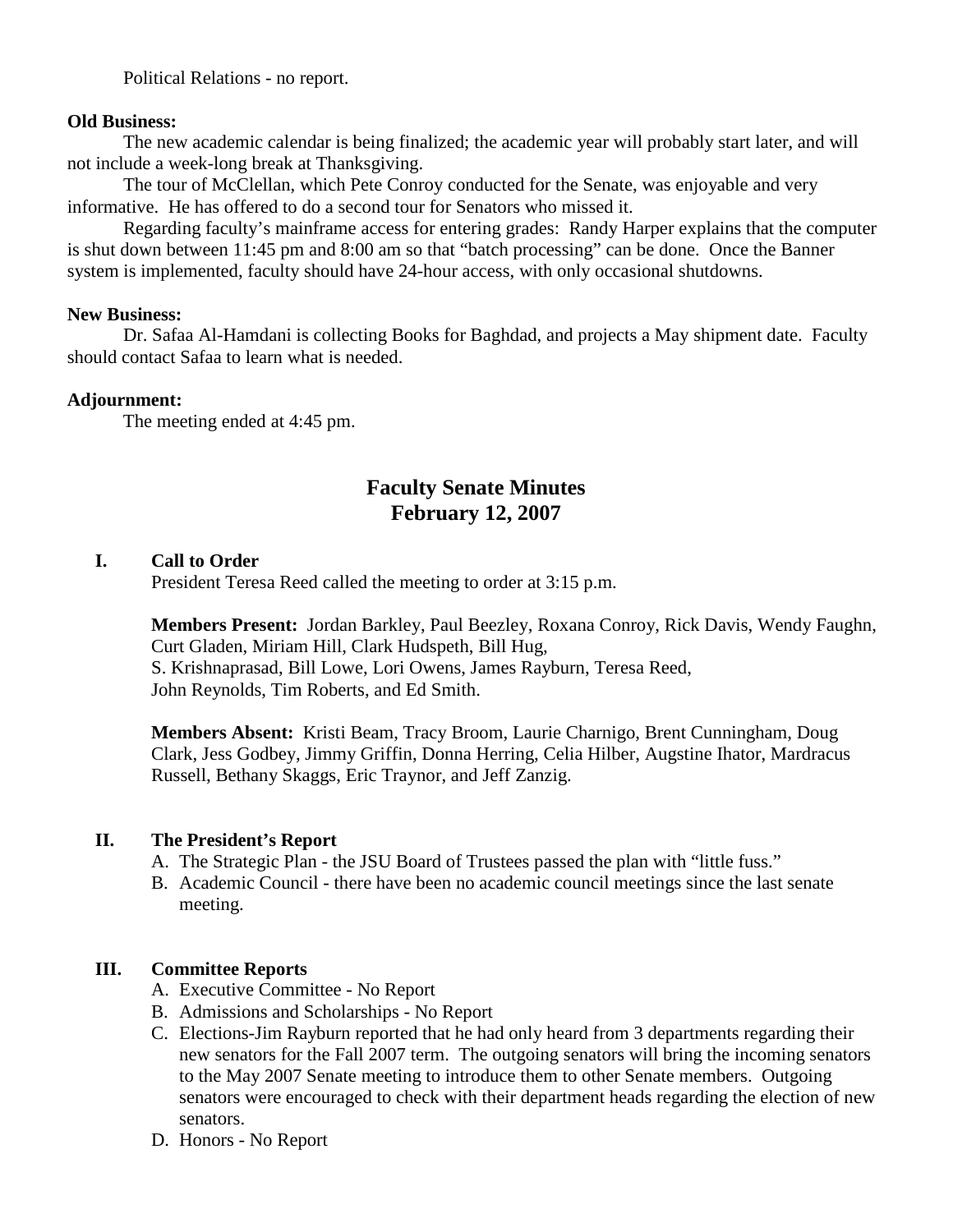Political Relations - no report.

**Old Business:**

The new academic calendar is being finalized; the academic year will probably start later, and will not include a week-long break at Thanksgiving.

The tour of McClellan, which Pete Conroy conducted for the Senate, was enjoyable and very informative. He has offered to do a second tour for Senators who missed it.

Regarding faculty's mainframe access for entering grades: Randy Harper explains that the computer is shut down between 11:45 pm and 8:00 am so that "batch processing" can be done. Once the Banner system is implemented, faculty should have 24-hour access, with only occasional shutdowns.

**New Business:**

Dr. Safaa Al-Hamdani is collecting Books for Baghdad, and projects a May shipment date. Faculty should contact Safaa to learn what is needed.

**Adjournment:**

The meeting ended at 4:45 pm.

## Faculty Senate Minutes
## February 12, 2007

### I. Call to Order

President Teresa Reed called the meeting to order at 3:15 p.m.

**Members Present:** Jordan Barkley, Paul Beezley, Roxana Conroy, Rick Davis, Wendy Faughn, Curt Gladen, Miriam Hill, Clark Hudspeth, Bill Hug, S. Krishnaprasad, Bill Lowe, Lori Owens, James Rayburn, Teresa Reed, John Reynolds, Tim Roberts, and Ed Smith.

**Members Absent:** Kristi Beam, Tracy Broom, Laurie Charnigo, Brent Cunningham, Doug Clark, Jess Godbey, Jimmy Griffin, Donna Herring, Celia Hilber, Augstine Ihator, Mardracus Russell, Bethany Skaggs, Eric Traynor, and Jeff Zanzig.

### II. The President's Report

A. The Strategic Plan - the JSU Board of Trustees passed the plan with "little fuss."

B. Academic Council - there have been no academic council meetings since the last senate meeting.

### III. Committee Reports

A. Executive Committee - No Report

B. Admissions and Scholarships - No Report

C. Elections-Jim Rayburn reported that he had only heard from 3 departments regarding their new senators for the Fall 2007 term. The outgoing senators will bring the incoming senators to the May 2007 Senate meeting to introduce them to other Senate members. Outgoing senators were encouraged to check with their department heads regarding the election of new senators.

D. Honors - No Report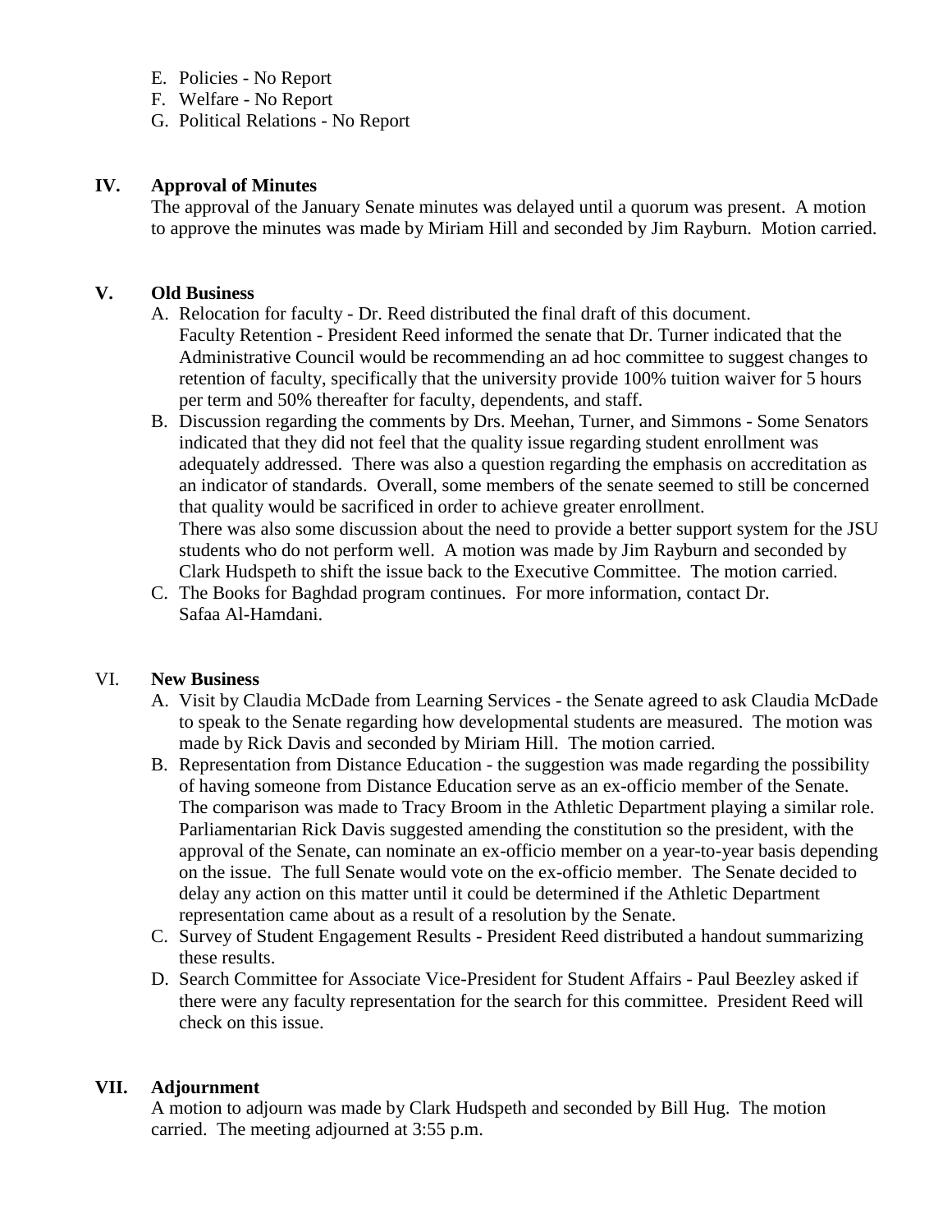E. Policies - No Report
F. Welfare - No Report
G. Political Relations - No Report

## IV. Approval of Minutes

The approval of the January Senate minutes was delayed until a quorum was present. A motion to approve the minutes was made by Miriam Hill and seconded by Jim Rayburn. Motion carried.

## V. Old Business

A. Relocation for faculty - Dr. Reed distributed the final draft of this document.
   Faculty Retention - President Reed informed the senate that Dr. Turner indicated that the Administrative Council would be recommending an ad hoc committee to suggest changes to retention of faculty, specifically that the university provide 100% tuition waiver for 5 hours per term and 50% thereafter for faculty, dependents, and staff.
B. Discussion regarding the comments by Drs. Meehan, Turner, and Simmons - Some Senators indicated that they did not feel that the quality issue regarding student enrollment was adequately addressed. There was also a question regarding the emphasis on accreditation as an indicator of standards. Overall, some members of the senate seemed to still be concerned that quality would be sacrificed in order to achieve greater enrollment.
   There was also some discussion about the need to provide a better support system for the JSU students who do not perform well. A motion was made by Jim Rayburn and seconded by Clark Hudspeth to shift the issue back to the Executive Committee. The motion carried.
C. The Books for Baghdad program continues. For more information, contact Dr. Safaa Al-Hamdani.

## VI. New Business

A. Visit by Claudia McDade from Learning Services - the Senate agreed to ask Claudia McDade to speak to the Senate regarding how developmental students are measured. The motion was made by Rick Davis and seconded by Miriam Hill. The motion carried.
B. Representation from Distance Education - the suggestion was made regarding the possibility of having someone from Distance Education serve as an ex-officio member of the Senate. The comparison was made to Tracy Broom in the Athletic Department playing a similar role. Parliamentarian Rick Davis suggested amending the constitution so the president, with the approval of the Senate, can nominate an ex-officio member on a year-to-year basis depending on the issue. The full Senate would vote on the ex-officio member. The Senate decided to delay any action on this matter until it could be determined if the Athletic Department representation came about as a result of a resolution by the Senate.
C. Survey of Student Engagement Results - President Reed distributed a handout summarizing these results.
D. Search Committee for Associate Vice-President for Student Affairs - Paul Beezley asked if there were any faculty representation for the search for this committee. President Reed will check on this issue.

## VII. Adjournment

A motion to adjourn was made by Clark Hudspeth and seconded by Bill Hug. The motion carried. The meeting adjourned at 3:55 p.m.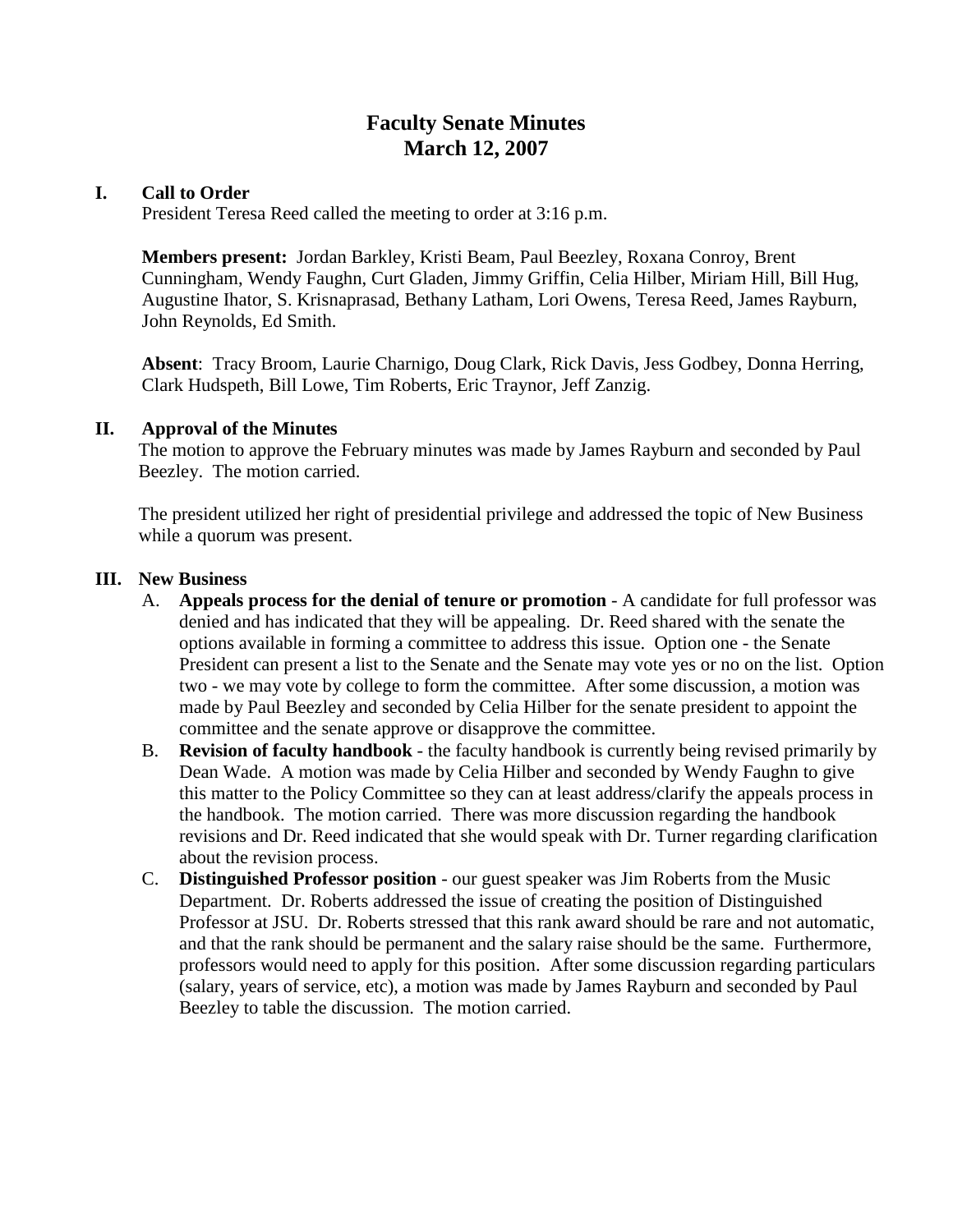# Faculty Senate Minutes
# March 12, 2007

## I. Call to Order

President Teresa Reed called the meeting to order at 3:16 p.m.

**Members present:** Jordan Barkley, Kristi Beam, Paul Beezley, Roxana Conroy, Brent Cunningham, Wendy Faughn, Curt Gladen, Jimmy Griffin, Celia Hilber, Miriam Hill, Bill Hug, Augustine Ihator, S. Krisnaprasad, Bethany Latham, Lori Owens, Teresa Reed, James Rayburn, John Reynolds, Ed Smith.

**Absent**: Tracy Broom, Laurie Charnigo, Doug Clark, Rick Davis, Jess Godbey, Donna Herring, Clark Hudspeth, Bill Lowe, Tim Roberts, Eric Traynor, Jeff Zanzig.

## II. Approval of the Minutes

The motion to approve the February minutes was made by James Rayburn and seconded by Paul Beezley. The motion carried.

The president utilized her right of presidential privilege and addressed the topic of New Business while a quorum was present.

## III. New Business

A. **Appeals process for the denial of tenure or promotion** - A candidate for full professor was denied and has indicated that they will be appealing. Dr. Reed shared with the senate the options available in forming a committee to address this issue. Option one - the Senate President can present a list to the Senate and the Senate may vote yes or no on the list. Option two - we may vote by college to form the committee. After some discussion, a motion was made by Paul Beezley and seconded by Celia Hilber for the senate president to appoint the committee and the senate approve or disapprove the committee.

B. **Revision of faculty handbook** - the faculty handbook is currently being revised primarily by Dean Wade. A motion was made by Celia Hilber and seconded by Wendy Faughn to give this matter to the Policy Committee so they can at least address/clarify the appeals process in the handbook. The motion carried. There was more discussion regarding the handbook revisions and Dr. Reed indicated that she would speak with Dr. Turner regarding clarification about the revision process.

C. **Distinguished Professor position** - our guest speaker was Jim Roberts from the Music Department. Dr. Roberts addressed the issue of creating the position of Distinguished Professor at JSU. Dr. Roberts stressed that this rank award should be rare and not automatic, and that the rank should be permanent and the salary raise should be the same. Furthermore, professors would need to apply for this position. After some discussion regarding particulars (salary, years of service, etc), a motion was made by James Rayburn and seconded by Paul Beezley to table the discussion. The motion carried.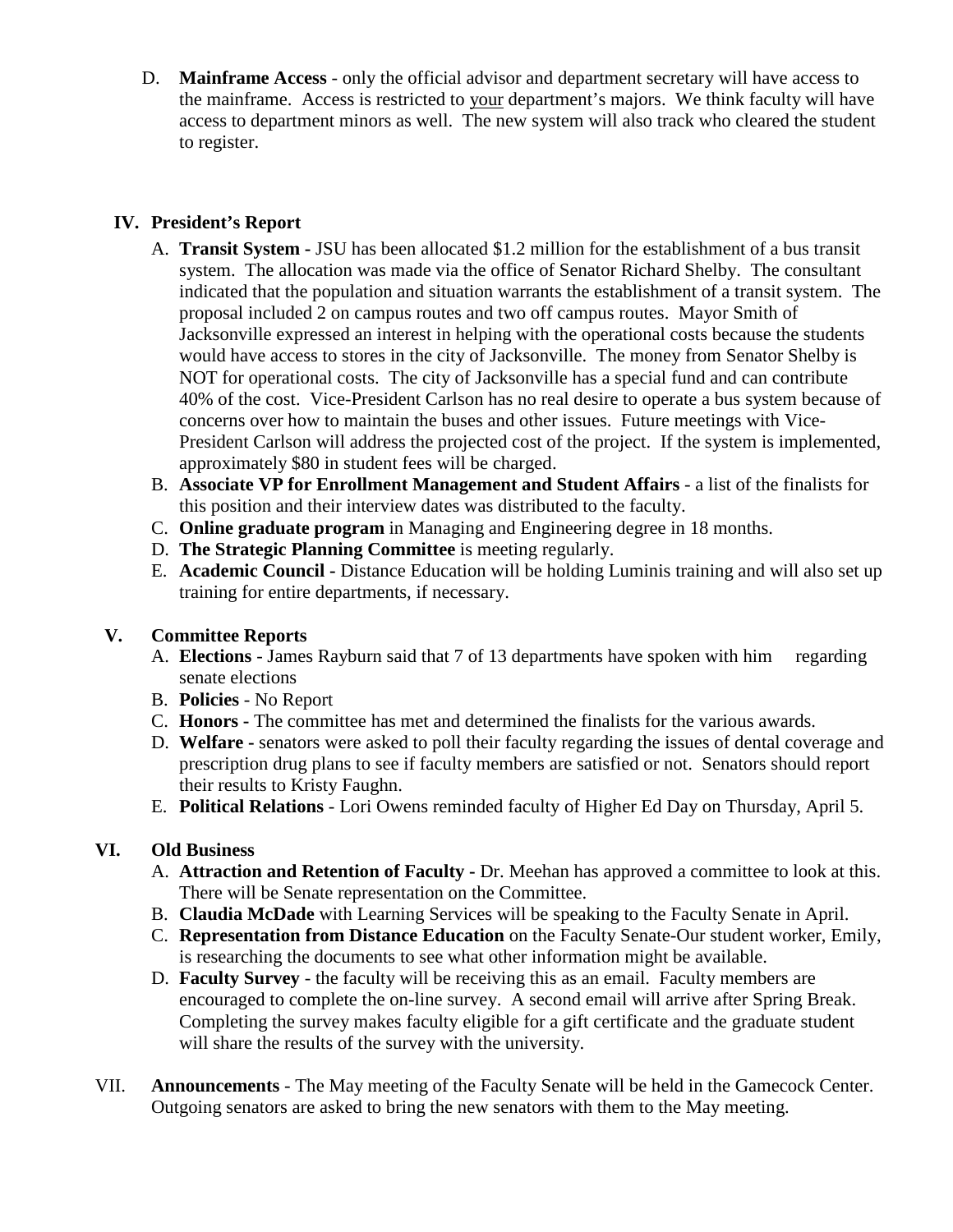D. **Mainframe Access** - only the official advisor and department secretary will have access to the mainframe. Access is restricted to your department's majors. We think faculty will have access to department minors as well. The new system will also track who cleared the student to register.

## IV. President's Report

A. **Transit System -** JSU has been allocated $1.2 million for the establishment of a bus transit system. The allocation was made via the office of Senator Richard Shelby. The consultant indicated that the population and situation warrants the establishment of a transit system. The proposal included 2 on campus routes and two off campus routes. Mayor Smith of Jacksonville expressed an interest in helping with the operational costs because the students would have access to stores in the city of Jacksonville. The money from Senator Shelby is NOT for operational costs. The city of Jacksonville has a special fund and can contribute 40% of the cost. Vice-President Carlson has no real desire to operate a bus system because of concerns over how to maintain the buses and other issues. Future meetings with Vice-President Carlson will address the projected cost of the project. If the system is implemented, approximately $80 in student fees will be charged.

B. **Associate VP for Enrollment Management and Student Affairs** - a list of the finalists for this position and their interview dates was distributed to the faculty.

C. **Online graduate program** in Managing and Engineering degree in 18 months.

D. **The Strategic Planning Committee** is meeting regularly.

E. **Academic Council -** Distance Education will be holding Luminis training and will also set up training for entire departments, if necessary.

## V. Committee Reports

A. **Elections** - James Rayburn said that 7 of 13 departments have spoken with him regarding senate elections

B. **Policies** - No Report

C. **Honors -** The committee has met and determined the finalists for the various awards.

D. **Welfare -** senators were asked to poll their faculty regarding the issues of dental coverage and prescription drug plans to see if faculty members are satisfied or not. Senators should report their results to Kristy Faughn.

E. **Political Relations** - Lori Owens reminded faculty of Higher Ed Day on Thursday, April 5.

## VI. Old Business

A. **Attraction and Retention of Faculty -** Dr. Meehan has approved a committee to look at this. There will be Senate representation on the Committee.

B. **Claudia McDade** with Learning Services will be speaking to the Faculty Senate in April.

C. **Representation from Distance Education** on the Faculty Senate-Our student worker, Emily, is researching the documents to see what other information might be available.

D. **Faculty Survey** - the faculty will be receiving this as an email. Faculty members are encouraged to complete the on-line survey. A second email will arrive after Spring Break. Completing the survey makes faculty eligible for a gift certificate and the graduate student will share the results of the survey with the university.

VII. **Announcements** - The May meeting of the Faculty Senate will be held in the Gamecock Center. Outgoing senators are asked to bring the new senators with them to the May meeting.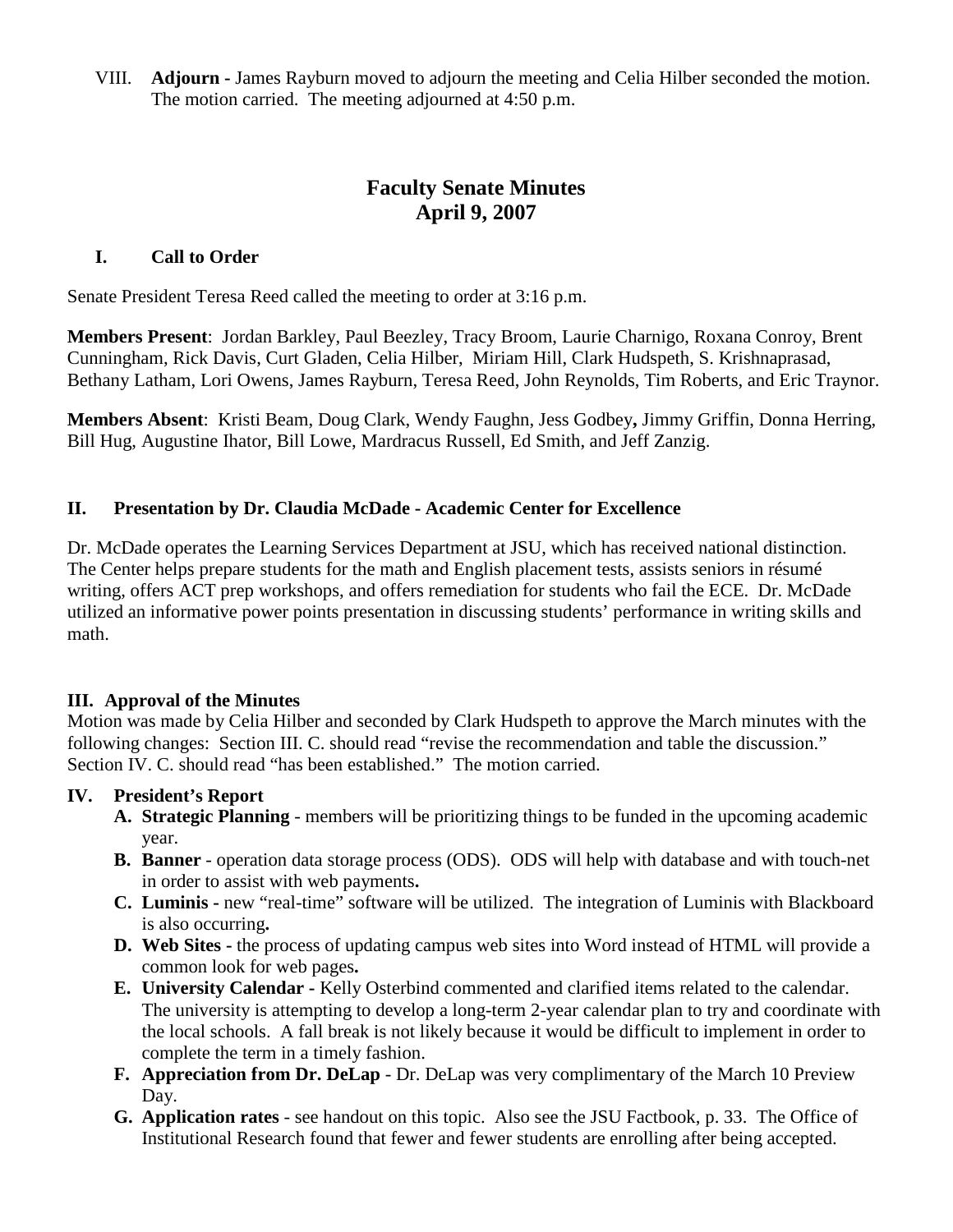VIII. **Adjourn** - James Rayburn moved to adjourn the meeting and Celia Hilber seconded the motion. The motion carried. The meeting adjourned at 4:50 p.m.

# Faculty Senate Minutes
# April 9, 2007

## I. Call to Order

Senate President Teresa Reed called the meeting to order at 3:16 p.m.

**Members Present**: Jordan Barkley, Paul Beezley, Tracy Broom, Laurie Charnigo, Roxana Conroy, Brent Cunningham, Rick Davis, Curt Gladen, Celia Hilber, Miriam Hill, Clark Hudspeth, S. Krishnaprasad, Bethany Latham, Lori Owens, James Rayburn, Teresa Reed, John Reynolds, Tim Roberts, and Eric Traynor.

**Members Absent**: Kristi Beam, Doug Clark, Wendy Faughn, Jess Godbey**,** Jimmy Griffin, Donna Herring, Bill Hug, Augustine Ihator, Bill Lowe, Mardracus Russell, Ed Smith, and Jeff Zanzig.

## II. Presentation by Dr. Claudia McDade - Academic Center for Excellence

Dr. McDade operates the Learning Services Department at JSU, which has received national distinction. The Center helps prepare students for the math and English placement tests, assists seniors in résumé writing, offers ACT prep workshops, and offers remediation for students who fail the ECE. Dr. McDade utilized an informative power points presentation in discussing students' performance in writing skills and math.

## III. Approval of the Minutes

Motion was made by Celia Hilber and seconded by Clark Hudspeth to approve the March minutes with the following changes: Section III. C. should read "revise the recommendation and table the discussion." Section IV. C. should read "has been established." The motion carried.

## IV. President's Report

- **A. Strategic Planning** - members will be prioritizing things to be funded in the upcoming academic year.
- **B. Banner** - operation data storage process (ODS). ODS will help with database and with touch-net in order to assist with web payments**.**
- **C. Luminis -** new "real-time" software will be utilized. The integration of Luminis with Blackboard is also occurring**.**
- **D. Web Sites -** the process of updating campus web sites into Word instead of HTML will provide a common look for web pages**.**
- **E. University Calendar** - Kelly Osterbind commented and clarified items related to the calendar. The university is attempting to develop a long-term 2-year calendar plan to try and coordinate with the local schools. A fall break is not likely because it would be difficult to implement in order to complete the term in a timely fashion.
- **F. Appreciation from Dr. DeLap** - Dr. DeLap was very complimentary of the March 10 Preview Day.
- **G. Application rates** - see handout on this topic. Also see the JSU Factbook, p. 33. The Office of Institutional Research found that fewer and fewer students are enrolling after being accepted.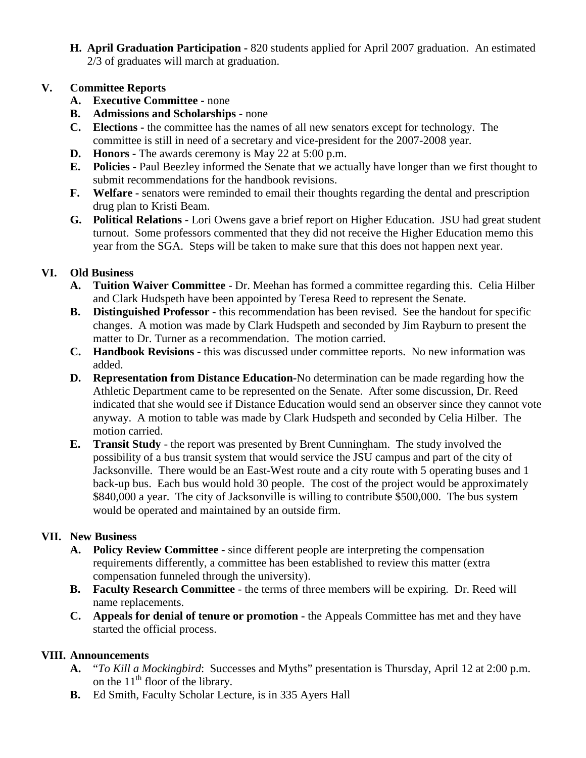**H. April Graduation Participation -** 820 students applied for April 2007 graduation. An estimated 2/3 of graduates will march at graduation.

## V. Committee Reports

- **A. Executive Committee -** none
- **B. Admissions and Scholarships** - none
- **C. Elections -** the committee has the names of all new senators except for technology. The committee is still in need of a secretary and vice-president for the 2007-2008 year.
- **D. Honors -** The awards ceremony is May 22 at 5:00 p.m.
- **E. Policies -** Paul Beezley informed the Senate that we actually have longer than we first thought to submit recommendations for the handbook revisions.
- **F. Welfare -** senators were reminded to email their thoughts regarding the dental and prescription drug plan to Kristi Beam.
- **G. Political Relations** - Lori Owens gave a brief report on Higher Education. JSU had great student turnout. Some professors commented that they did not receive the Higher Education memo this year from the SGA. Steps will be taken to make sure that this does not happen next year.

## VI. Old Business

- **A. Tuition Waiver Committee** - Dr. Meehan has formed a committee regarding this. Celia Hilber and Clark Hudspeth have been appointed by Teresa Reed to represent the Senate.
- **B. Distinguished Professor -** this recommendation has been revised. See the handout for specific changes. A motion was made by Clark Hudspeth and seconded by Jim Rayburn to present the matter to Dr. Turner as a recommendation. The motion carried.
- **C. Handbook Revisions** - this was discussed under committee reports. No new information was added.
- **D. Representation from Distance Education-**No determination can be made regarding how the Athletic Department came to be represented on the Senate. After some discussion, Dr. Reed indicated that she would see if Distance Education would send an observer since they cannot vote anyway. A motion to table was made by Clark Hudspeth and seconded by Celia Hilber. The motion carried.
- **E. Transit Study** - the report was presented by Brent Cunningham. The study involved the possibility of a bus transit system that would service the JSU campus and part of the city of Jacksonville. There would be an East-West route and a city route with 5 operating buses and 1 back-up bus. Each bus would hold 30 people. The cost of the project would be approximately $840,000 a year. The city of Jacksonville is willing to contribute $500,000. The bus system would be operated and maintained by an outside firm.

## VII. New Business

- **A. Policy Review Committee -** since different people are interpreting the compensation requirements differently, a committee has been established to review this matter (extra compensation funneled through the university).
- **B. Faculty Research Committee** - the terms of three members will be expiring. Dr. Reed will name replacements.
- **C. Appeals for denial of tenure or promotion -** the Appeals Committee has met and they have started the official process.

## VIII. Announcements

- **A.** "*To Kill a Mockingbird*: Successes and Myths" presentation is Thursday, April 12 at 2:00 p.m. on the 11th floor of the library.
- **B.** Ed Smith, Faculty Scholar Lecture, is in 335 Ayers Hall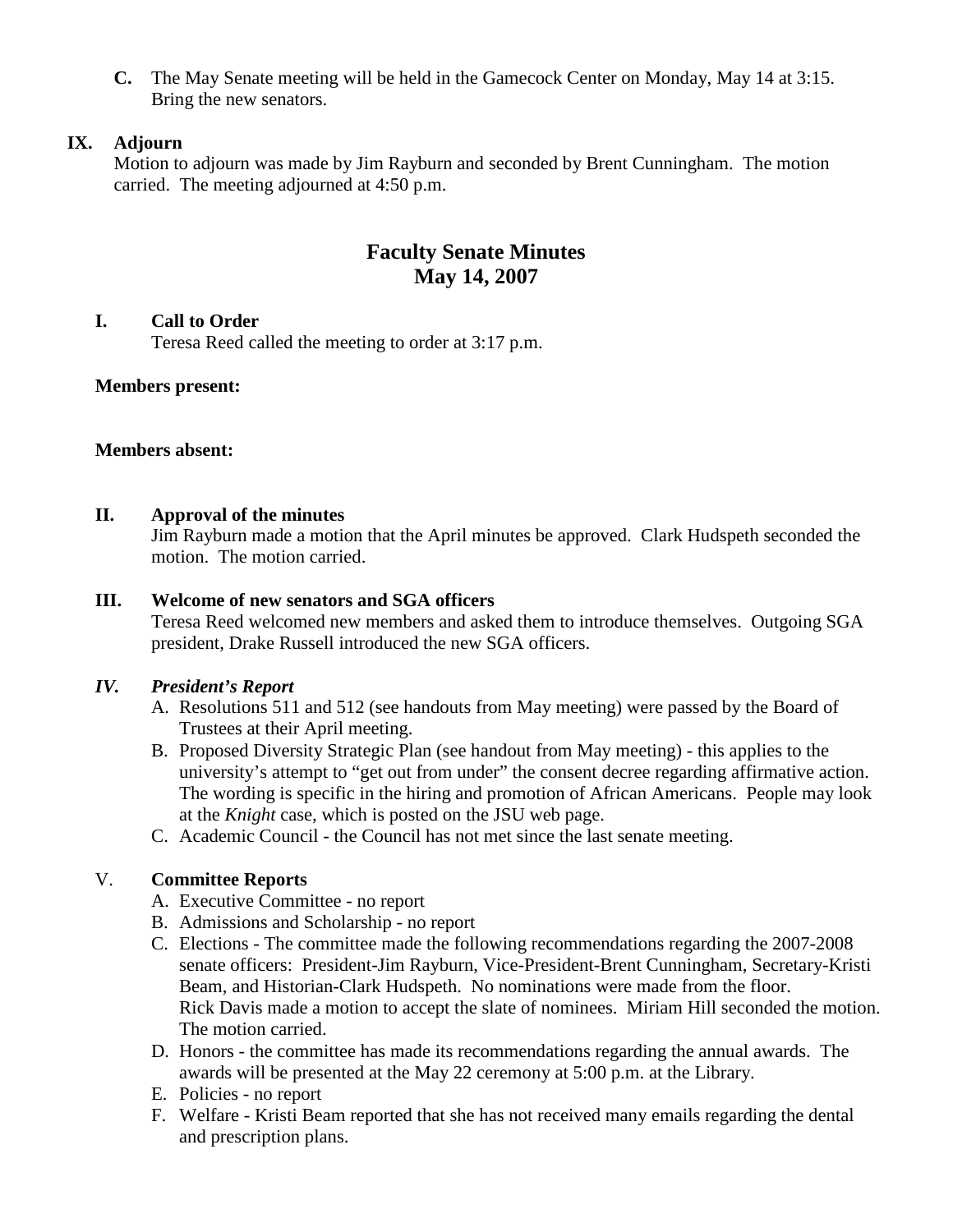**C.** The May Senate meeting will be held in the Gamecock Center on Monday, May 14 at 3:15. Bring the new senators.

**IX. Adjourn**

Motion to adjourn was made by Jim Rayburn and seconded by Brent Cunningham. The motion carried. The meeting adjourned at 4:50 p.m.

## Faculty Senate Minutes
## May 14, 2007

**I. Call to Order**

Teresa Reed called the meeting to order at 3:17 p.m.

**Members present:**

**Members absent:**

**II. Approval of the minutes**

Jim Rayburn made a motion that the April minutes be approved. Clark Hudspeth seconded the motion. The motion carried.

**III. Welcome of new senators and SGA officers**

Teresa Reed welcomed new members and asked them to introduce themselves. Outgoing SGA president, Drake Russell introduced the new SGA officers.

***IV. President's Report***

A. Resolutions 511 and 512 (see handouts from May meeting) were passed by the Board of Trustees at their April meeting.

B. Proposed Diversity Strategic Plan (see handout from May meeting) - this applies to the university's attempt to "get out from under" the consent decree regarding affirmative action. The wording is specific in the hiring and promotion of African Americans. People may look at the *Knight* case, which is posted on the JSU web page.

C. Academic Council - the Council has not met since the last senate meeting.

V. **Committee Reports**

A. Executive Committee - no report

B. Admissions and Scholarship - no report

C. Elections - The committee made the following recommendations regarding the 2007-2008 senate officers: President-Jim Rayburn, Vice-President-Brent Cunningham, Secretary-Kristi Beam, and Historian-Clark Hudspeth. No nominations were made from the floor. Rick Davis made a motion to accept the slate of nominees. Miriam Hill seconded the motion. The motion carried.

D. Honors - the committee has made its recommendations regarding the annual awards. The awards will be presented at the May 22 ceremony at 5:00 p.m. at the Library.

E. Policies - no report

F. Welfare - Kristi Beam reported that she has not received many emails regarding the dental and prescription plans.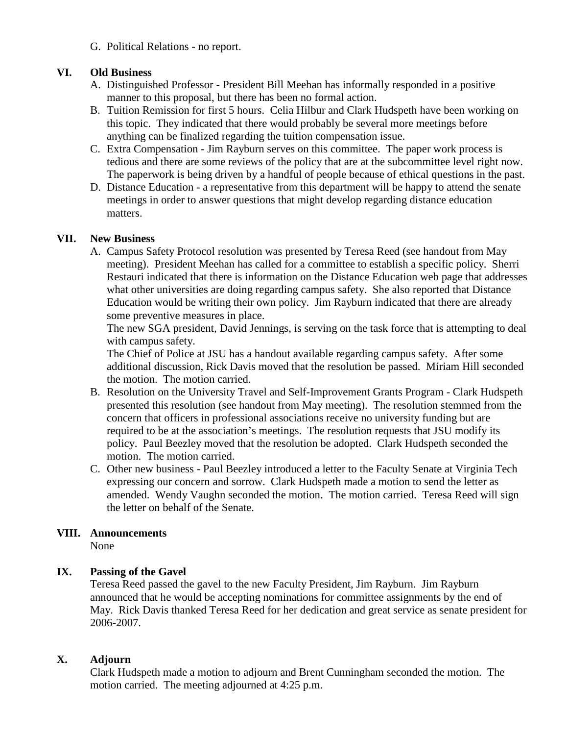G. Political Relations - no report.

## VI. Old Business

A. Distinguished Professor - President Bill Meehan has informally responded in a positive manner to this proposal, but there has been no formal action.
B. Tuition Remission for first 5 hours. Celia Hilbur and Clark Hudspeth have been working on this topic. They indicated that there would probably be several more meetings before anything can be finalized regarding the tuition compensation issue.
C. Extra Compensation - Jim Rayburn serves on this committee. The paper work process is tedious and there are some reviews of the policy that are at the subcommittee level right now. The paperwork is being driven by a handful of people because of ethical questions in the past.
D. Distance Education - a representative from this department will be happy to attend the senate meetings in order to answer questions that might develop regarding distance education matters.

## VII. New Business

A. Campus Safety Protocol resolution was presented by Teresa Reed (see handout from May meeting). President Meehan has called for a committee to establish a specific policy. Sherri Restauri indicated that there is information on the Distance Education web page that addresses what other universities are doing regarding campus safety. She also reported that Distance Education would be writing their own policy. Jim Rayburn indicated that there are already some preventive measures in place.
   The new SGA president, David Jennings, is serving on the task force that is attempting to deal with campus safety.
   The Chief of Police at JSU has a handout available regarding campus safety. After some additional discussion, Rick Davis moved that the resolution be passed. Miriam Hill seconded the motion. The motion carried.
B. Resolution on the University Travel and Self-Improvement Grants Program - Clark Hudspeth presented this resolution (see handout from May meeting). The resolution stemmed from the concern that officers in professional associations receive no university funding but are required to be at the association's meetings. The resolution requests that JSU modify its policy. Paul Beezley moved that the resolution be adopted. Clark Hudspeth seconded the motion. The motion carried.
C. Other new business - Paul Beezley introduced a letter to the Faculty Senate at Virginia Tech expressing our concern and sorrow. Clark Hudspeth made a motion to send the letter as amended. Wendy Vaughn seconded the motion. The motion carried. Teresa Reed will sign the letter on behalf of the Senate.

## VIII. Announcements

None

## IX. Passing of the Gavel

Teresa Reed passed the gavel to the new Faculty President, Jim Rayburn. Jim Rayburn announced that he would be accepting nominations for committee assignments by the end of May. Rick Davis thanked Teresa Reed for her dedication and great service as senate president for 2006-2007.

## X. Adjourn

Clark Hudspeth made a motion to adjourn and Brent Cunningham seconded the motion. The motion carried. The meeting adjourned at 4:25 p.m.